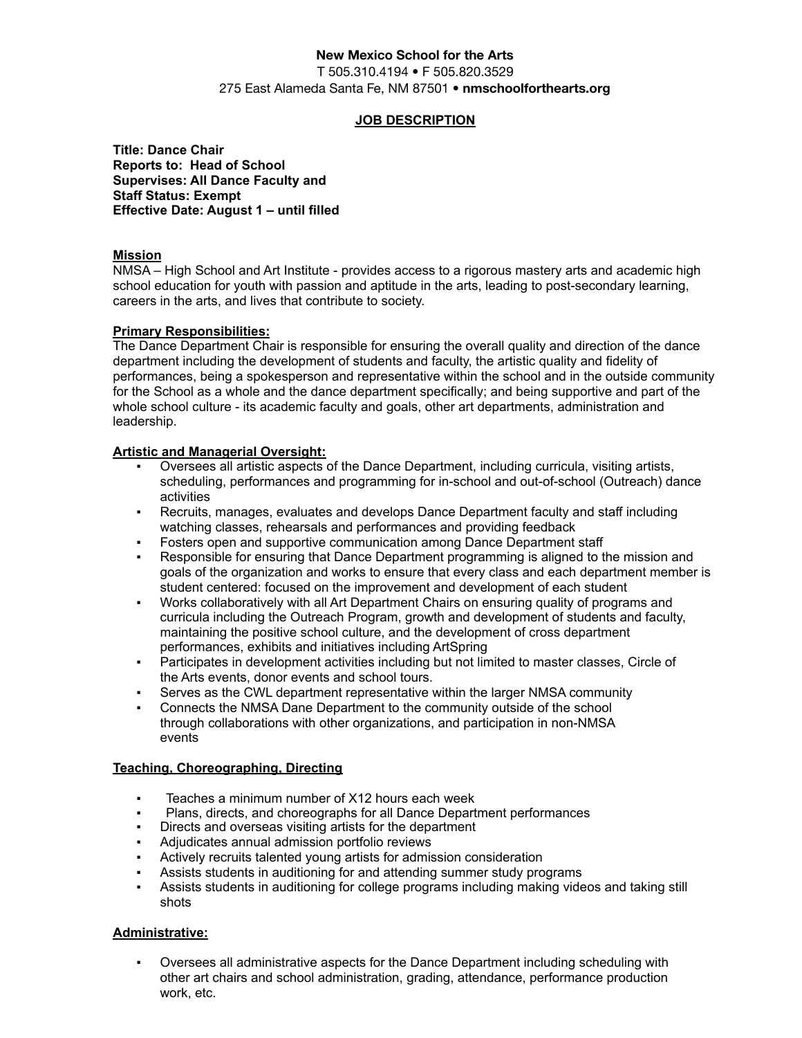**New Mexico School for the Arts**
T 505.310.4194 • F 505.820.3529
275 East Alameda Santa Fe, NM 87501 • **nmschoolforthearts.org**

## JOB DESCRIPTION

**Title: Dance Chair**
**Reports to: Head of School**
**Supervises: All Dance Faculty and**
**Staff Status: Exempt**
**Effective Date: August 1 – until filled**

### Mission

NMSA – High School and Art Institute - provides access to a rigorous mastery arts and academic high school education for youth with passion and aptitude in the arts, leading to post-secondary learning, careers in the arts, and lives that contribute to society.

### Primary Responsibilities:

The Dance Department Chair is responsible for ensuring the overall quality and direction of the dance department including the development of students and faculty, the artistic quality and fidelity of performances, being a spokesperson and representative within the school and in the outside community for the School as a whole and the dance department specifically; and being supportive and part of the whole school culture - its academic faculty and goals, other art departments, administration and leadership.

### Artistic and Managerial Oversight:

- Oversees all artistic aspects of the Dance Department, including curricula, visiting artists, scheduling, performances and programming for in-school and out-of-school (Outreach) dance activities
- Recruits, manages, evaluates and develops Dance Department faculty and staff including watching classes, rehearsals and performances and providing feedback
- Fosters open and supportive communication among Dance Department staff
- Responsible for ensuring that Dance Department programming is aligned to the mission and goals of the organization and works to ensure that every class and each department member is student centered: focused on the improvement and development of each student
- Works collaboratively with all Art Department Chairs on ensuring quality of programs and curricula including the Outreach Program, growth and development of students and faculty, maintaining the positive school culture, and the development of cross department performances, exhibits and initiatives including ArtSpring
- Participates in development activities including but not limited to master classes, Circle of the Arts events, donor events and school tours.
- Serves as the CWL department representative within the larger NMSA community
- Connects the NMSA Dane Department to the community outside of the school through collaborations with other organizations, and participation in non-NMSA events

### Teaching, Choreographing, Directing

- Teaches a minimum number of X12 hours each week
- Plans, directs, and choreographs for all Dance Department performances
- Directs and overseas visiting artists for the department
- Adjudicates annual admission portfolio reviews
- Actively recruits talented young artists for admission consideration
- Assists students in auditioning for and attending summer study programs
- Assists students in auditioning for college programs including making videos and taking still shots

### Administrative:

- Oversees all administrative aspects for the Dance Department including scheduling with other art chairs and school administration, grading, attendance, performance production work, etc.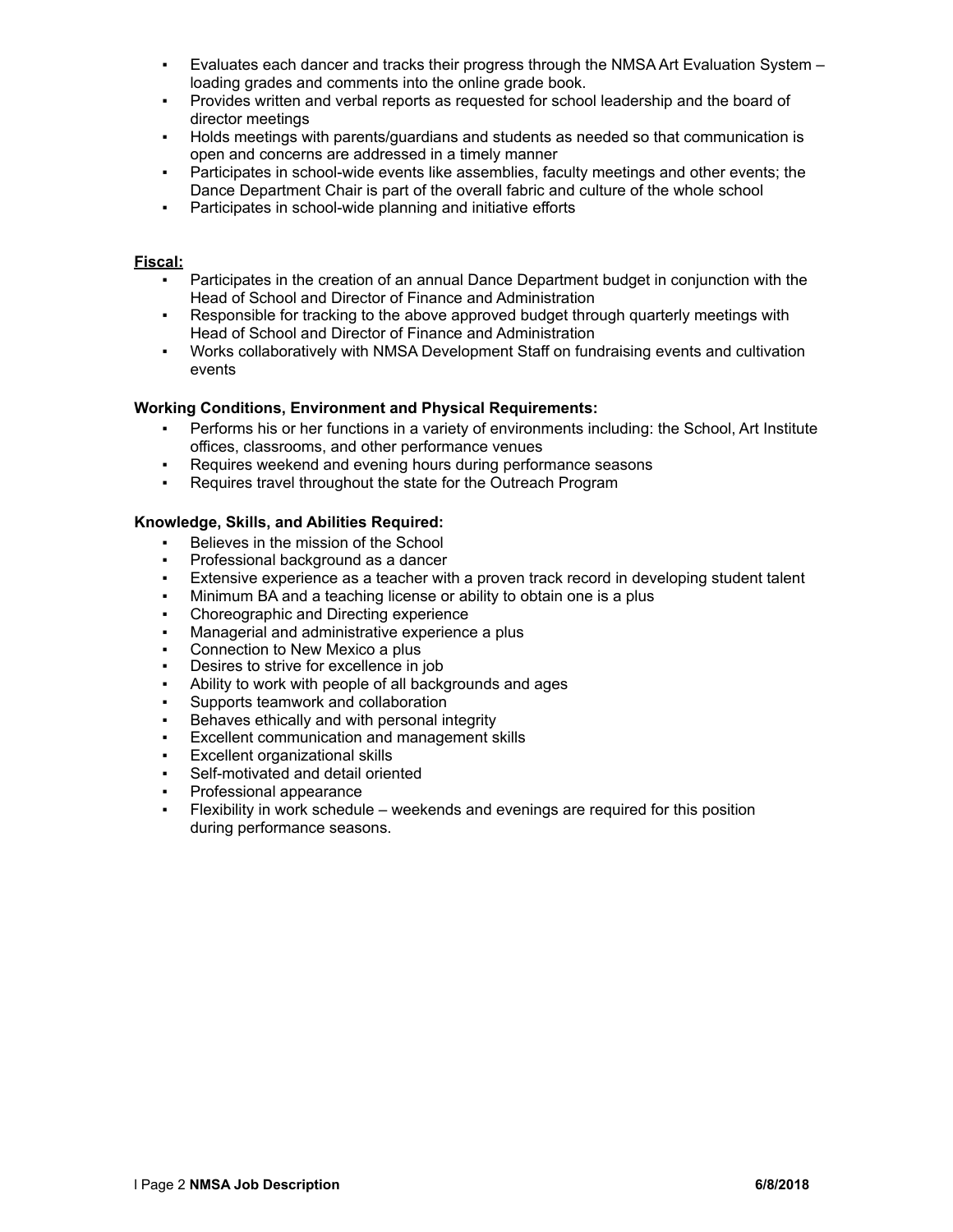- Evaluates each dancer and tracks their progress through the NMSA Art Evaluation System – loading grades and comments into the online grade book.
- Provides written and verbal reports as requested for school leadership and the board of director meetings
- Holds meetings with parents/guardians and students as needed so that communication is open and concerns are addressed in a timely manner
- Participates in school-wide events like assemblies, faculty meetings and other events; the Dance Department Chair is part of the overall fabric and culture of the whole school
- Participates in school-wide planning and initiative efforts

**Fiscal:**

- Participates in the creation of an annual Dance Department budget in conjunction with the Head of School and Director of Finance and Administration
- Responsible for tracking to the above approved budget through quarterly meetings with Head of School and Director of Finance and Administration
- Works collaboratively with NMSA Development Staff on fundraising events and cultivation events

**Working Conditions, Environment and Physical Requirements:**

- Performs his or her functions in a variety of environments including: the School, Art Institute offices, classrooms, and other performance venues
- Requires weekend and evening hours during performance seasons
- Requires travel throughout the state for the Outreach Program

**Knowledge, Skills, and Abilities Required:**

- Believes in the mission of the School
- Professional background as a dancer
- Extensive experience as a teacher with a proven track record in developing student talent
- Minimum BA and a teaching license or ability to obtain one is a plus
- Choreographic and Directing experience
- Managerial and administrative experience a plus
- Connection to New Mexico a plus
- Desires to strive for excellence in job
- Ability to work with people of all backgrounds and ages
- Supports teamwork and collaboration
- Behaves ethically and with personal integrity
- Excellent communication and management skills
- Excellent organizational skills
- Self-motivated and detail oriented
- Professional appearance
- Flexibility in work schedule – weekends and evenings are required for this position during performance seasons.